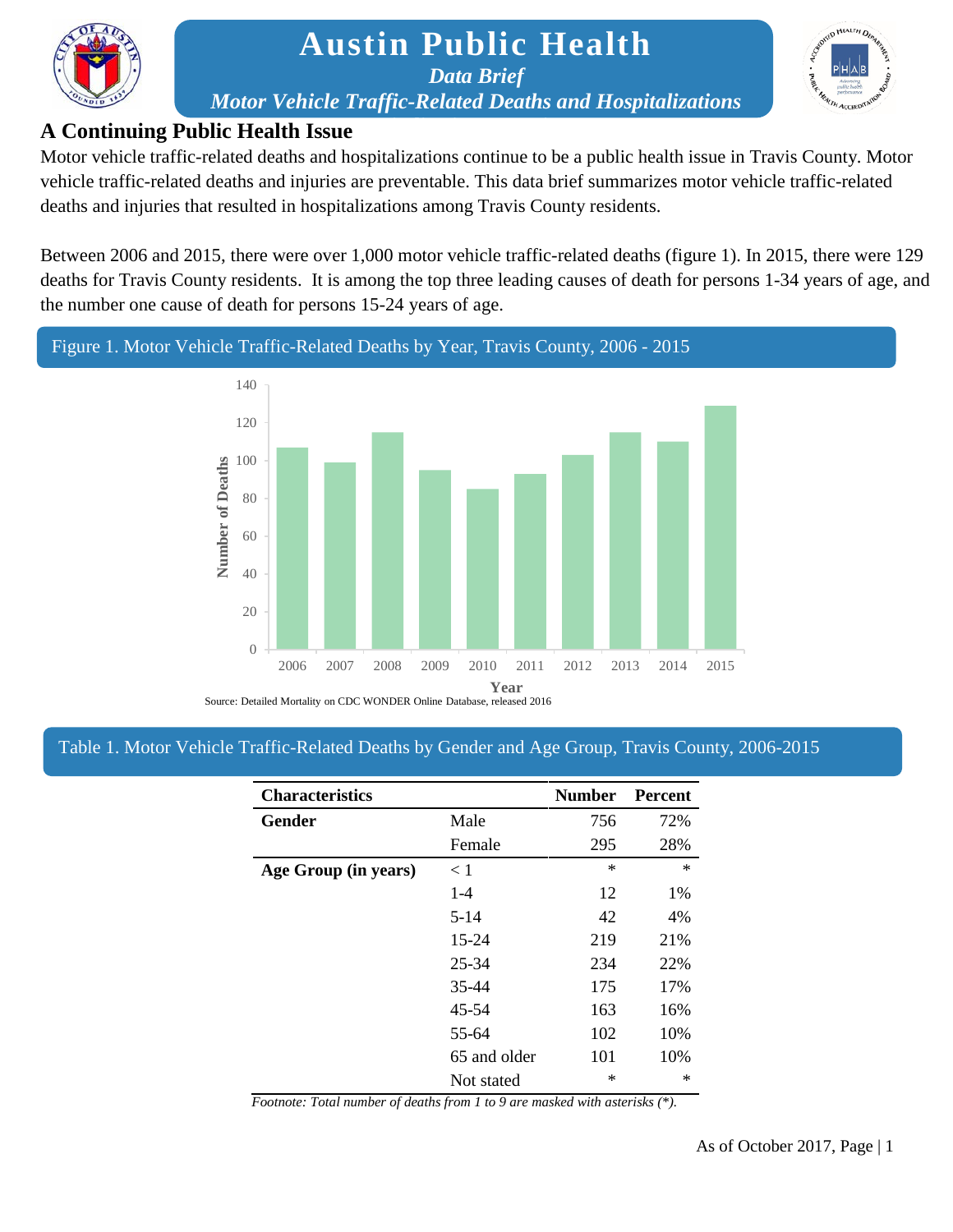# Austin Public Health

*Data Brief*

*Motor Vehicle Traffic-Related Deaths and Hospitalizations*

## A Continuing Public Health Issue

Motor vehicle traffic-related deaths and hospitalizations continue to be a public health issue in Travis County. Motor vehicle traffic-related deaths and injuries are preventable. This data brief summarizes motor vehicle traffic-related deaths and injuries that resulted in hospitalizations among Travis County residents.

Between 2006 and 2015, there were over 1,000 motor vehicle traffic-related deaths (figure 1). In 2015, there were 129 deaths for Travis County residents. It is among the top three leading causes of death for persons 1-34 years of age, and the number one cause of death for persons 15-24 years of age.

### Figure 1. Motor Vehicle Traffic-Related Deaths by Year, Travis County, 2006 - 2015

| Year | Number of Deaths (approx.) |
|---|---|
| 2006 | 107 |
| 2007 | 99 |
| 2008 | 115 |
| 2009 | 95 |
| 2010 | 85 |
| 2011 | 93 |
| 2012 | 103 |
| 2013 | 115 |
| 2014 | 110 |
| 2015 | 129 |

Source: Detailed Mortality on CDC WONDER Online Database, released 2016

### Table 1. Motor Vehicle Traffic-Related Deaths by Gender and Age Group, Travis County, 2006-2015

| Characteristics | | Number | Percent |
|---|---|---|---|
| **Gender** | Male | 756 | 72% |
| | Female | 295 | 28% |
| **Age Group (in years)** | < 1 | * | * |
| | 1-4 | 12 | 1% |
| | 5-14 | 42 | 4% |
| | 15-24 | 219 | 21% |
| | 25-34 | 234 | 22% |
| | 35-44 | 175 | 17% |
| | 45-54 | 163 | 16% |
| | 55-64 | 102 | 10% |
| | 65 and older | 101 | 10% |
| | Not stated | * | * |

*Footnote: Total number of deaths from 1 to 9 are masked with asterisks (*).*

As of October 2017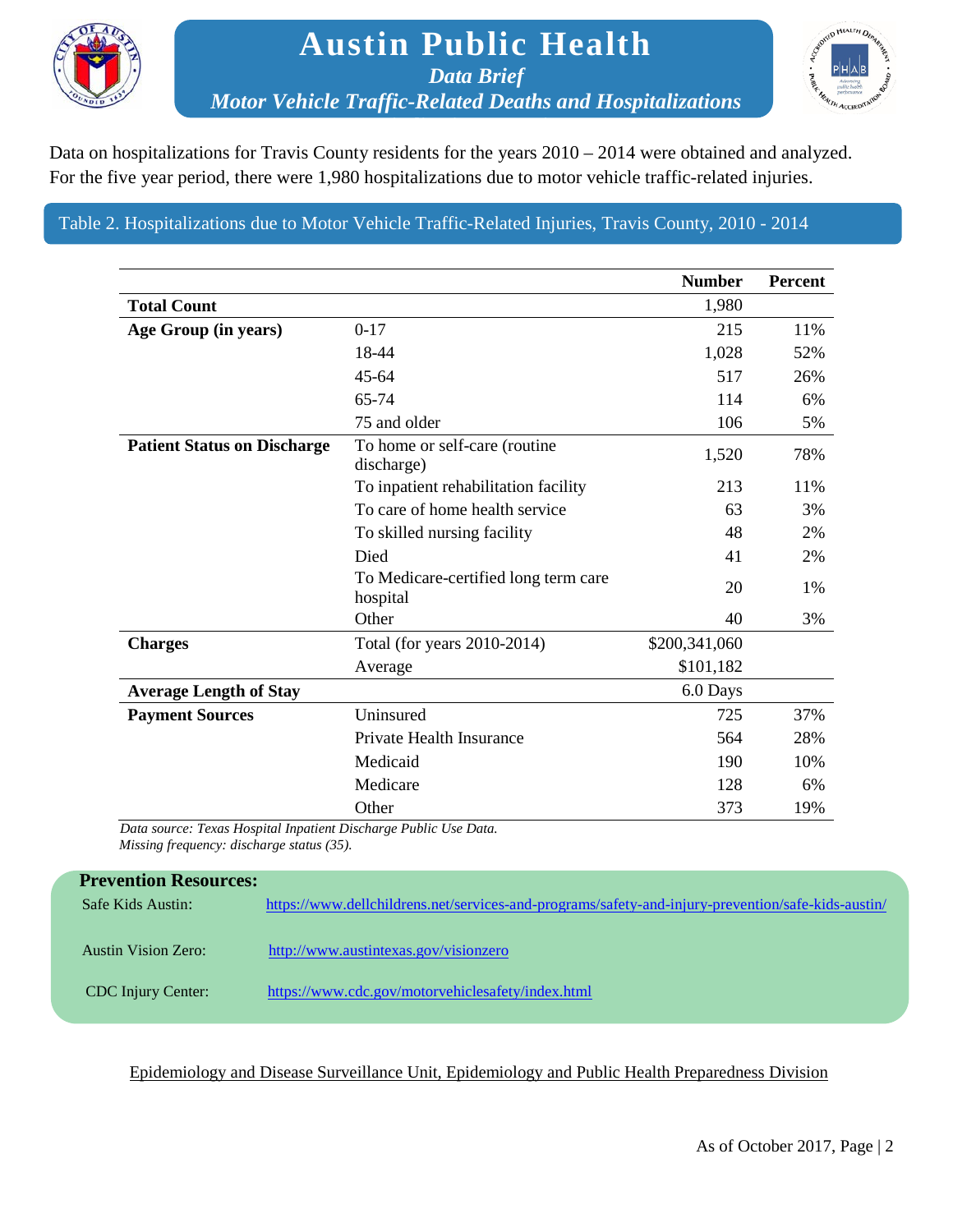# Austin Public Health

*Data Brief*

*Motor Vehicle Traffic-Related Deaths and Hospitalizations*

Data on hospitalizations for Travis County residents for the years 2010 – 2014 were obtained and analyzed. For the five year period, there were 1,980 hospitalizations due to motor vehicle traffic-related injuries.

## Table 2. Hospitalizations due to Motor Vehicle Traffic-Related Injuries, Travis County, 2010 - 2014

| | | Number | Percent |
|---|---|---|---|
| **Total Count** | | 1,980 | |
| **Age Group (in years)** | 0-17 | 215 | 11% |
| | 18-44 | 1,028 | 52% |
| | 45-64 | 517 | 26% |
| | 65-74 | 114 | 6% |
| | 75 and older | 106 | 5% |
| **Patient Status on Discharge** | To home or self-care (routine discharge) | 1,520 | 78% |
| | To inpatient rehabilitation facility | 213 | 11% |
| | To care of home health service | 63 | 3% |
| | To skilled nursing facility | 48 | 2% |
| | Died | 41 | 2% |
| | To Medicare-certified long term care hospital | 20 | 1% |
| | Other | 40 | 3% |
| **Charges** | Total (for years 2010-2014) | $200,341,060 | |
| | Average | $101,182 | |
| **Average Length of Stay** | | 6.0 Days | |
| **Payment Sources** | Uninsured | 725 | 37% |
| | Private Health Insurance | 564 | 28% |
| | Medicaid | 190 | 10% |
| | Medicare | 128 | 6% |
| | Other | 373 | 19% |

*Data source: Texas Hospital Inpatient Discharge Public Use Data.*
*Missing frequency: discharge status (35).*

**Prevention Resources:**

- Safe Kids Austin: https://www.dellchildrens.net/services-and-programs/safety-and-injury-prevention/safe-kids-austin/
- Austin Vision Zero: http://www.austintexas.gov/visionzero
- CDC Injury Center: https://www.cdc.gov/motorvehiclesafety/index.html

Epidemiology and Disease Surveillance Unit, Epidemiology and Public Health Preparedness Division

As of October 2017